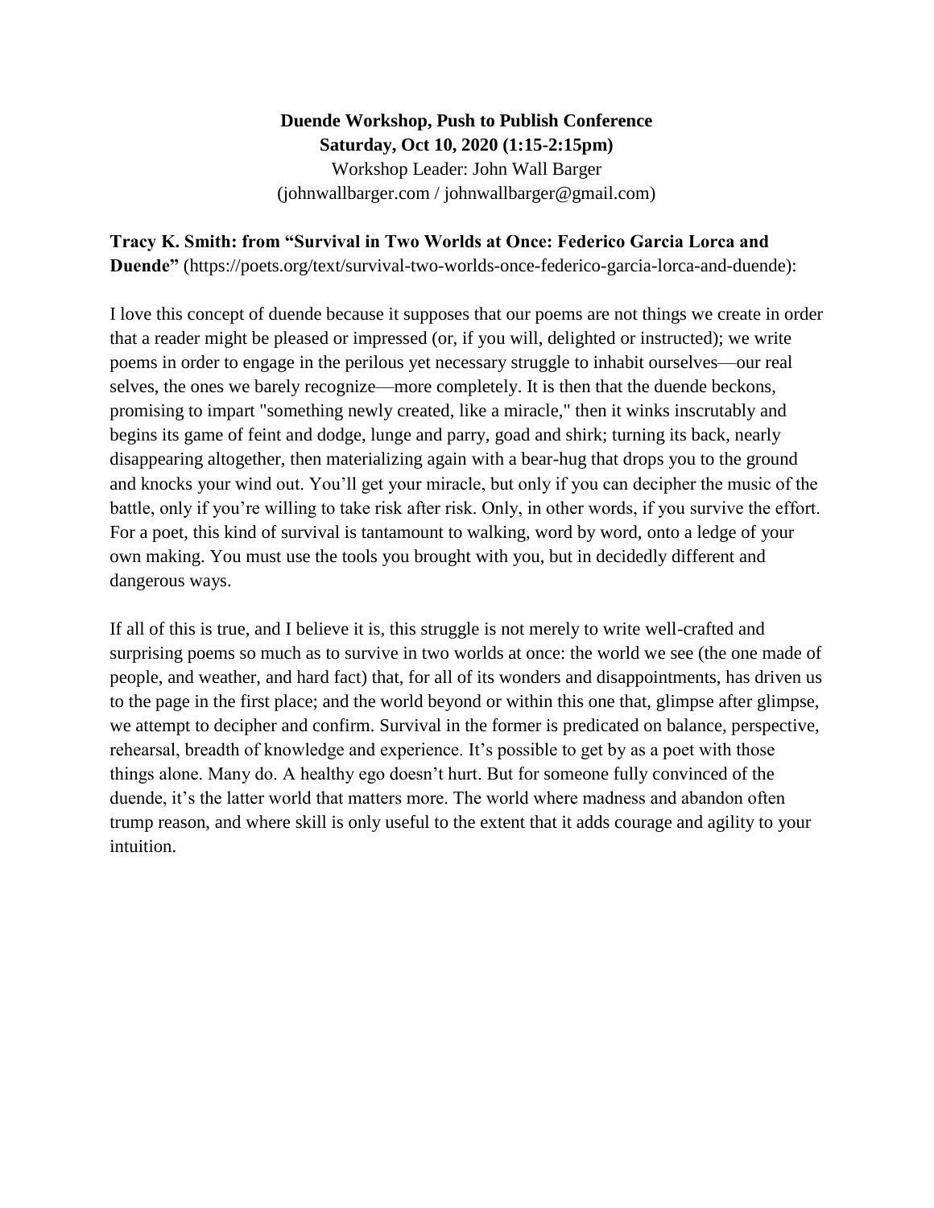**Duende Workshop, Push to Publish Conference**
**Saturday, Oct 10, 2020 (1:15-2:15pm)**
Workshop Leader: John Wall Barger
(johnwallbarger.com / johnwallbarger@gmail.com)

**Tracy K. Smith: from "Survival in Two Worlds at Once: Federico Garcia Lorca and Duende"** (https://poets.org/text/survival-two-worlds-once-federico-garcia-lorca-and-duende):

I love this concept of duende because it supposes that our poems are not things we create in order that a reader might be pleased or impressed (or, if you will, delighted or instructed); we write poems in order to engage in the perilous yet necessary struggle to inhabit ourselves—our real selves, the ones we barely recognize—more completely. It is then that the duende beckons, promising to impart "something newly created, like a miracle," then it winks inscrutably and begins its game of feint and dodge, lunge and parry, goad and shirk; turning its back, nearly disappearing altogether, then materializing again with a bear-hug that drops you to the ground and knocks your wind out. You'll get your miracle, but only if you can decipher the music of the battle, only if you're willing to take risk after risk. Only, in other words, if you survive the effort. For a poet, this kind of survival is tantamount to walking, word by word, onto a ledge of your own making. You must use the tools you brought with you, but in decidedly different and dangerous ways.

If all of this is true, and I believe it is, this struggle is not merely to write well-crafted and surprising poems so much as to survive in two worlds at once: the world we see (the one made of people, and weather, and hard fact) that, for all of its wonders and disappointments, has driven us to the page in the first place; and the world beyond or within this one that, glimpse after glimpse, we attempt to decipher and confirm. Survival in the former is predicated on balance, perspective, rehearsal, breadth of knowledge and experience. It's possible to get by as a poet with those things alone. Many do. A healthy ego doesn't hurt. But for someone fully convinced of the duende, it's the latter world that matters more. The world where madness and abandon often trump reason, and where skill is only useful to the extent that it adds courage and agility to your intuition.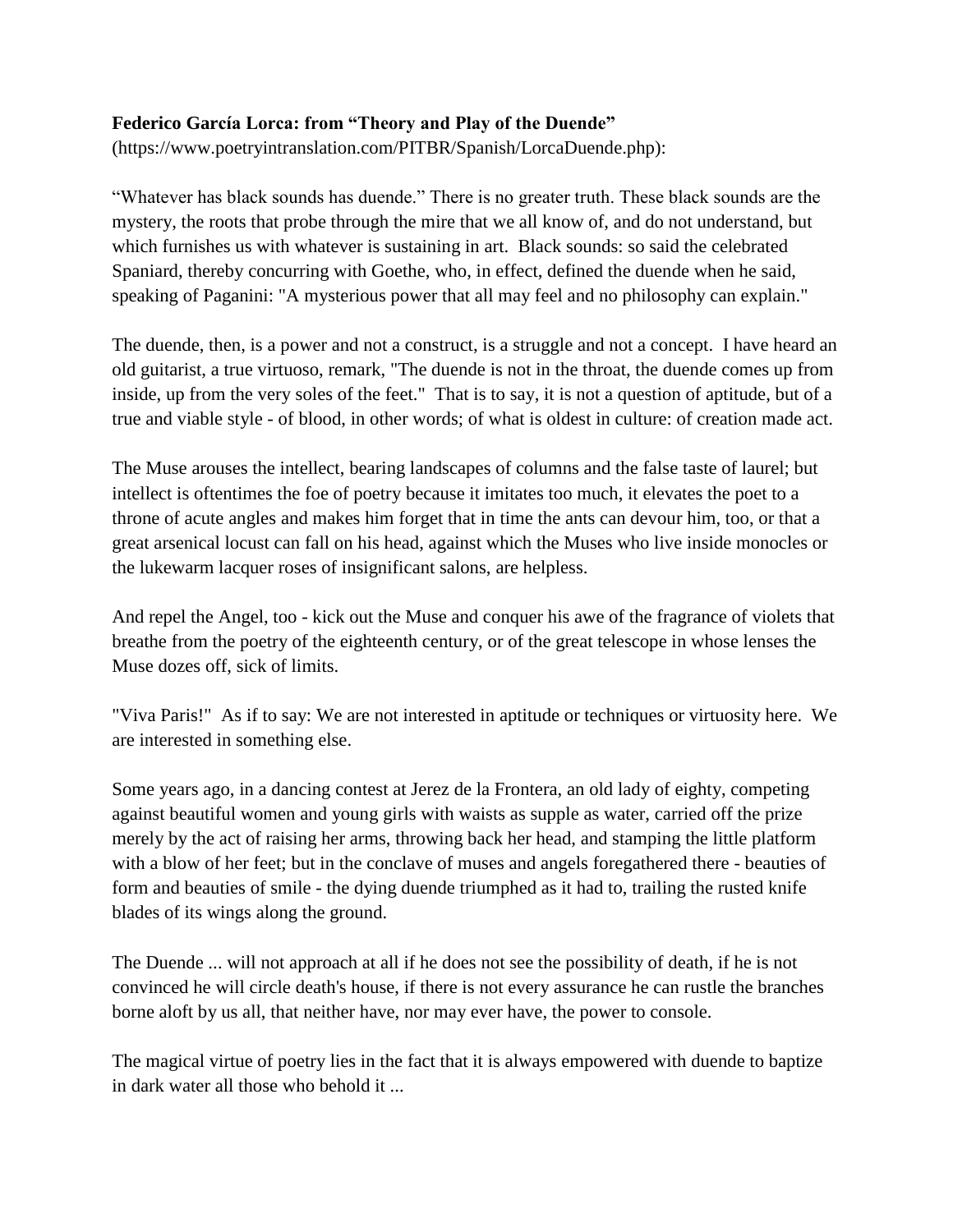**Federico García Lorca: from "Theory and Play of the Duende"**
(https://www.poetryintranslation.com/PITBR/Spanish/LorcaDuende.php):

"Whatever has black sounds has duende." There is no greater truth. These black sounds are the mystery, the roots that probe through the mire that we all know of, and do not understand, but which furnishes us with whatever is sustaining in art. Black sounds: so said the celebrated Spaniard, thereby concurring with Goethe, who, in effect, defined the duende when he said, speaking of Paganini: "A mysterious power that all may feel and no philosophy can explain."

The duende, then, is a power and not a construct, is a struggle and not a concept. I have heard an old guitarist, a true virtuoso, remark, "The duende is not in the throat, the duende comes up from inside, up from the very soles of the feet." That is to say, it is not a question of aptitude, but of a true and viable style - of blood, in other words; of what is oldest in culture: of creation made act.

The Muse arouses the intellect, bearing landscapes of columns and the false taste of laurel; but intellect is oftentimes the foe of poetry because it imitates too much, it elevates the poet to a throne of acute angles and makes him forget that in time the ants can devour him, too, or that a great arsenical locust can fall on his head, against which the Muses who live inside monocles or the lukewarm lacquer roses of insignificant salons, are helpless.

And repel the Angel, too - kick out the Muse and conquer his awe of the fragrance of violets that breathe from the poetry of the eighteenth century, or of the great telescope in whose lenses the Muse dozes off, sick of limits.

"Viva Paris!" As if to say: We are not interested in aptitude or techniques or virtuosity here. We are interested in something else.

Some years ago, in a dancing contest at Jerez de la Frontera, an old lady of eighty, competing against beautiful women and young girls with waists as supple as water, carried off the prize merely by the act of raising her arms, throwing back her head, and stamping the little platform with a blow of her feet; but in the conclave of muses and angels foregathered there - beauties of form and beauties of smile - the dying duende triumphed as it had to, trailing the rusted knife blades of its wings along the ground.

The Duende ... will not approach at all if he does not see the possibility of death, if he is not convinced he will circle death's house, if there is not every assurance he can rustle the branches borne aloft by us all, that neither have, nor may ever have, the power to console.

The magical virtue of poetry lies in the fact that it is always empowered with duende to baptize in dark water all those who behold it ...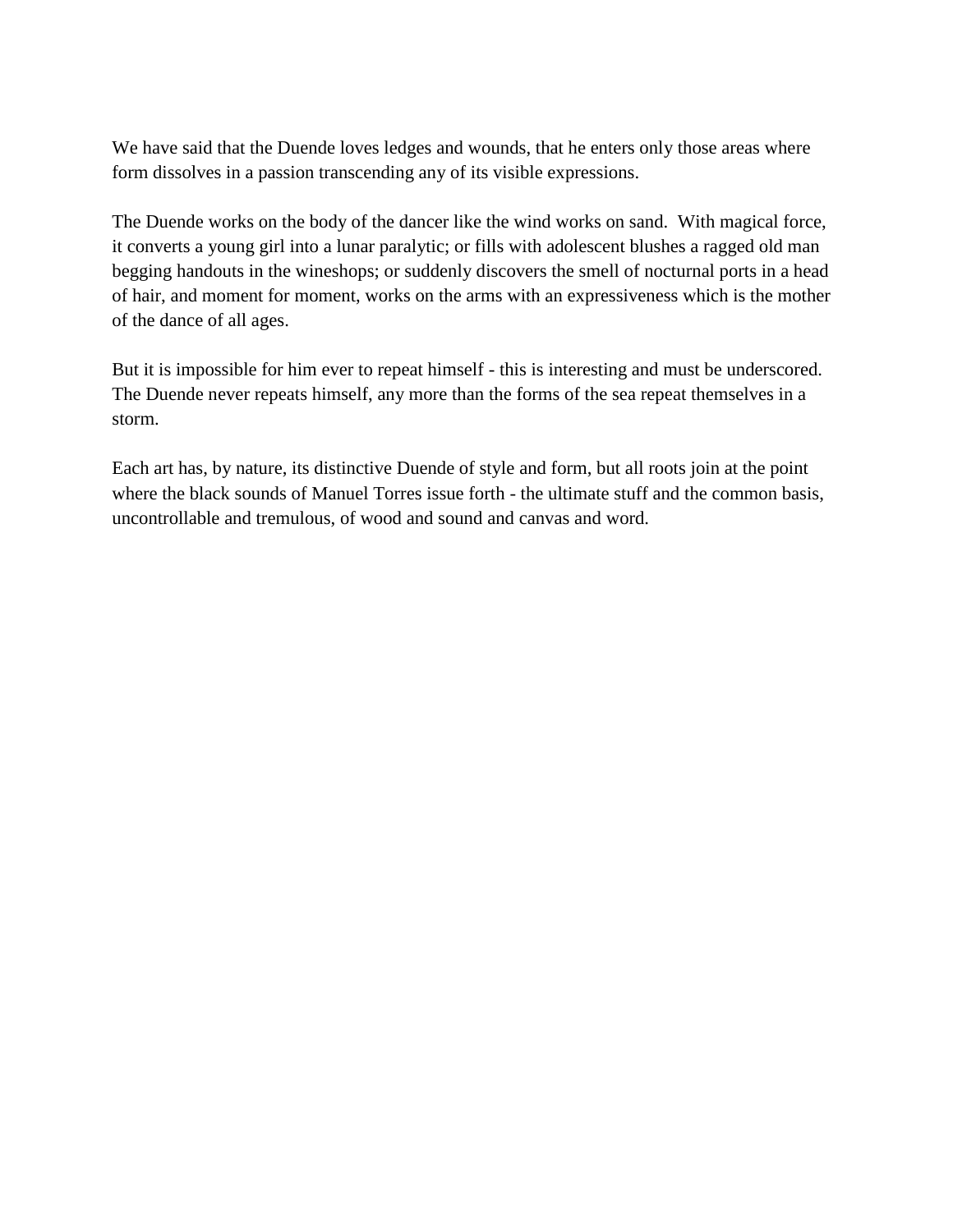We have said that the Duende loves ledges and wounds, that he enters only those areas where form dissolves in a passion transcending any of its visible expressions.

The Duende works on the body of the dancer like the wind works on sand. With magical force, it converts a young girl into a lunar paralytic; or fills with adolescent blushes a ragged old man begging handouts in the wineshops; or suddenly discovers the smell of nocturnal ports in a head of hair, and moment for moment, works on the arms with an expressiveness which is the mother of the dance of all ages.

But it is impossible for him ever to repeat himself - this is interesting and must be underscored. The Duende never repeats himself, any more than the forms of the sea repeat themselves in a storm.

Each art has, by nature, its distinctive Duende of style and form, but all roots join at the point where the black sounds of Manuel Torres issue forth - the ultimate stuff and the common basis, uncontrollable and tremulous, of wood and sound and canvas and word.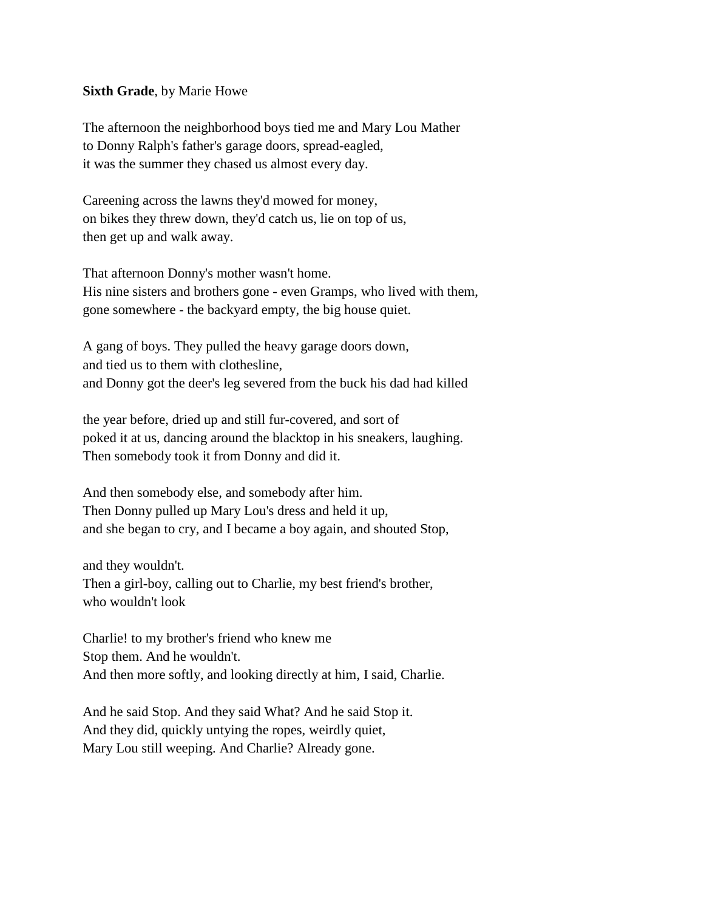**Sixth Grade**, by Marie Howe

The afternoon the neighborhood boys tied me and Mary Lou Mather  
to Donny Ralph's father's garage doors, spread-eagled,  
it was the summer they chased us almost every day.

Careening across the lawns they'd mowed for money,  
on bikes they threw down, they'd catch us, lie on top of us,  
then get up and walk away.

That afternoon Donny's mother wasn't home.  
His nine sisters and brothers gone - even Gramps, who lived with them,  
gone somewhere - the backyard empty, the big house quiet.

A gang of boys. They pulled the heavy garage doors down,  
and tied us to them with clothesline,  
and Donny got the deer's leg severed from the buck his dad had killed

the year before, dried up and still fur-covered, and sort of  
poked it at us, dancing around the blacktop in his sneakers, laughing.  
Then somebody took it from Donny and did it.

And then somebody else, and somebody after him.  
Then Donny pulled up Mary Lou's dress and held it up,  
and she began to cry, and I became a boy again, and shouted Stop,

and they wouldn't.  
Then a girl-boy, calling out to Charlie, my best friend's brother,  
who wouldn't look

Charlie! to my brother's friend who knew me  
Stop them. And he wouldn't.  
And then more softly, and looking directly at him, I said, Charlie.

And he said Stop. And they said What? And he said Stop it.  
And they did, quickly untying the ropes, weirdly quiet,  
Mary Lou still weeping. And Charlie? Already gone.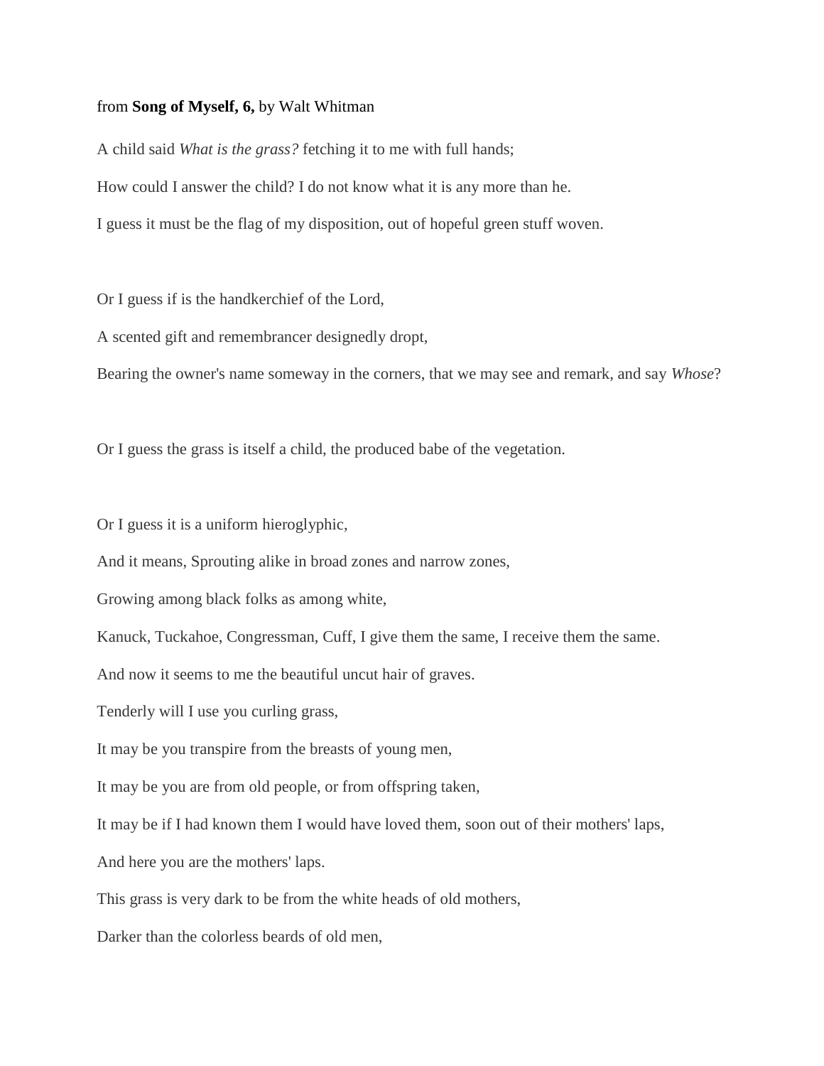from **Song of Myself, 6,** by Walt Whitman

A child said *What is the grass?* fetching it to me with full hands;

How could I answer the child? I do not know what it is any more than he.

I guess it must be the flag of my disposition, out of hopeful green stuff woven.

Or I guess if is the handkerchief of the Lord,

A scented gift and remembrancer designedly dropt,

Bearing the owner's name someway in the corners, that we may see and remark, and say *Whose*?

Or I guess the grass is itself a child, the produced babe of the vegetation.

Or I guess it is a uniform hieroglyphic,

And it means, Sprouting alike in broad zones and narrow zones,

Growing among black folks as among white,

Kanuck, Tuckahoe, Congressman, Cuff, I give them the same, I receive them the same.

And now it seems to me the beautiful uncut hair of graves.

Tenderly will I use you curling grass,

It may be you transpire from the breasts of young men,

It may be you are from old people, or from offspring taken,

It may be if I had known them I would have loved them, soon out of their mothers' laps,

And here you are the mothers' laps.

This grass is very dark to be from the white heads of old mothers,

Darker than the colorless beards of old men,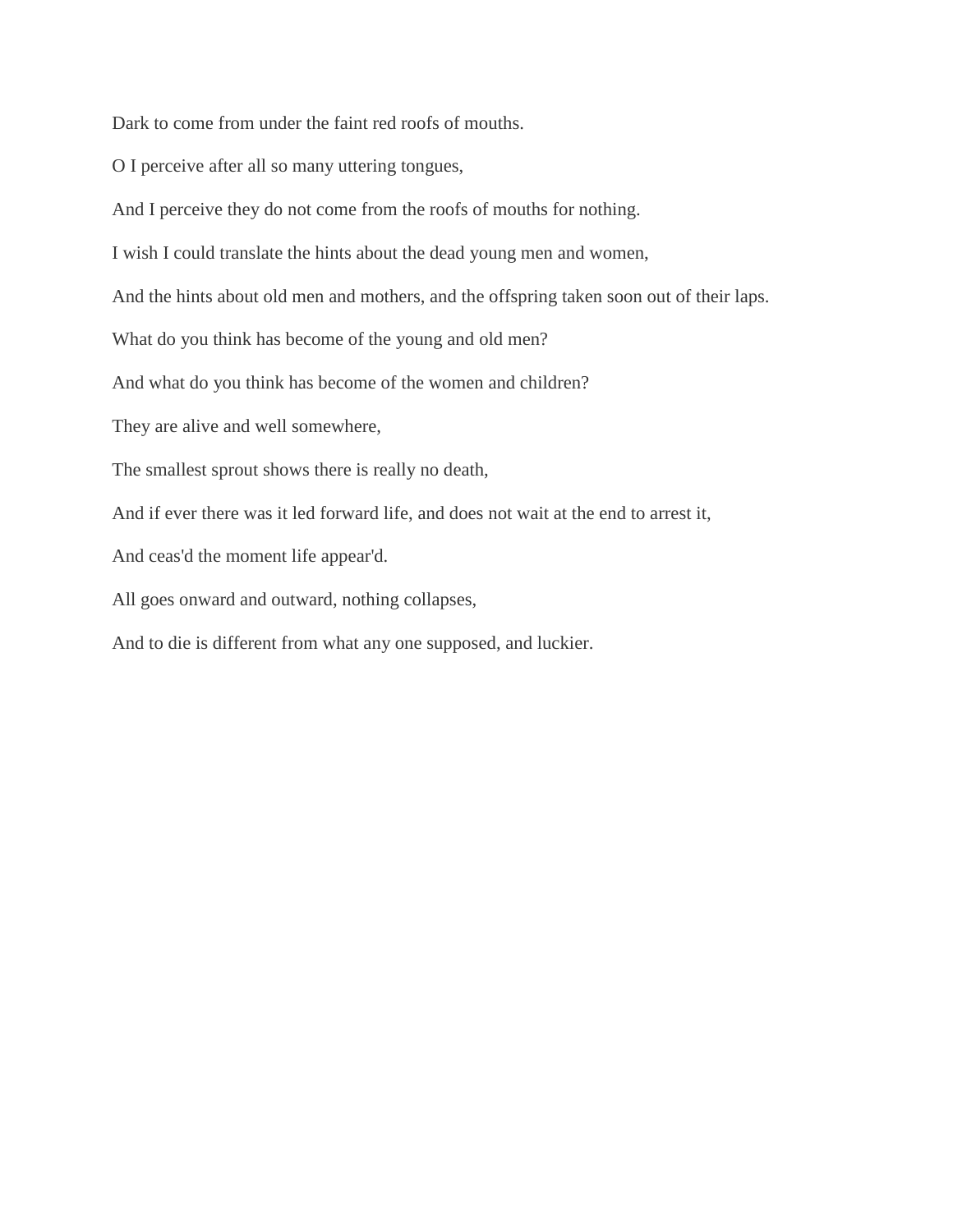Dark to come from under the faint red roofs of mouths.

O I perceive after all so many uttering tongues,

And I perceive they do not come from the roofs of mouths for nothing.

I wish I could translate the hints about the dead young men and women,

And the hints about old men and mothers, and the offspring taken soon out of their laps.

What do you think has become of the young and old men?

And what do you think has become of the women and children?

They are alive and well somewhere,

The smallest sprout shows there is really no death,

And if ever there was it led forward life, and does not wait at the end to arrest it,

And ceas'd the moment life appear'd.

All goes onward and outward, nothing collapses,

And to die is different from what any one supposed, and luckier.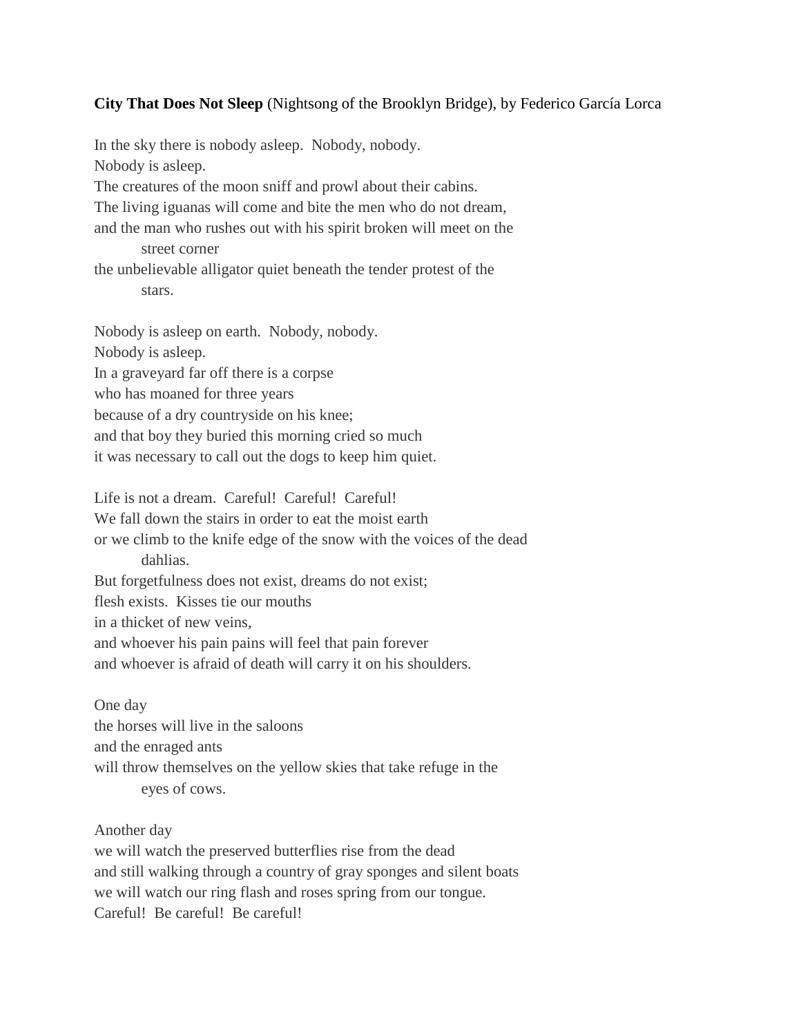**City That Does Not Sleep** (Nightsong of the Brooklyn Bridge), by Federico García Lorca

In the sky there is nobody asleep. Nobody, nobody.  
Nobody is asleep.  
The creatures of the moon sniff and prowl about their cabins.  
The living iguanas will come and bite the men who do not dream,  
and the man who rushes out with his spirit broken will meet on the  
    street corner  
the unbelievable alligator quiet beneath the tender protest of the  
    stars.

Nobody is asleep on earth. Nobody, nobody.  
Nobody is asleep.  
In a graveyard far off there is a corpse  
who has moaned for three years  
because of a dry countryside on his knee;  
and that boy they buried this morning cried so much  
it was necessary to call out the dogs to keep him quiet.

Life is not a dream. Careful! Careful! Careful!  
We fall down the stairs in order to eat the moist earth  
or we climb to the knife edge of the snow with the voices of the dead  
    dahlias.  
But forgetfulness does not exist, dreams do not exist;  
flesh exists. Kisses tie our mouths  
in a thicket of new veins,  
and whoever his pain pains will feel that pain forever  
and whoever is afraid of death will carry it on his shoulders.

One day  
the horses will live in the saloons  
and the enraged ants  
will throw themselves on the yellow skies that take refuge in the  
    eyes of cows.

Another day  
we will watch the preserved butterflies rise from the dead  
and still walking through a country of gray sponges and silent boats  
we will watch our ring flash and roses spring from our tongue.  
Careful! Be careful! Be careful!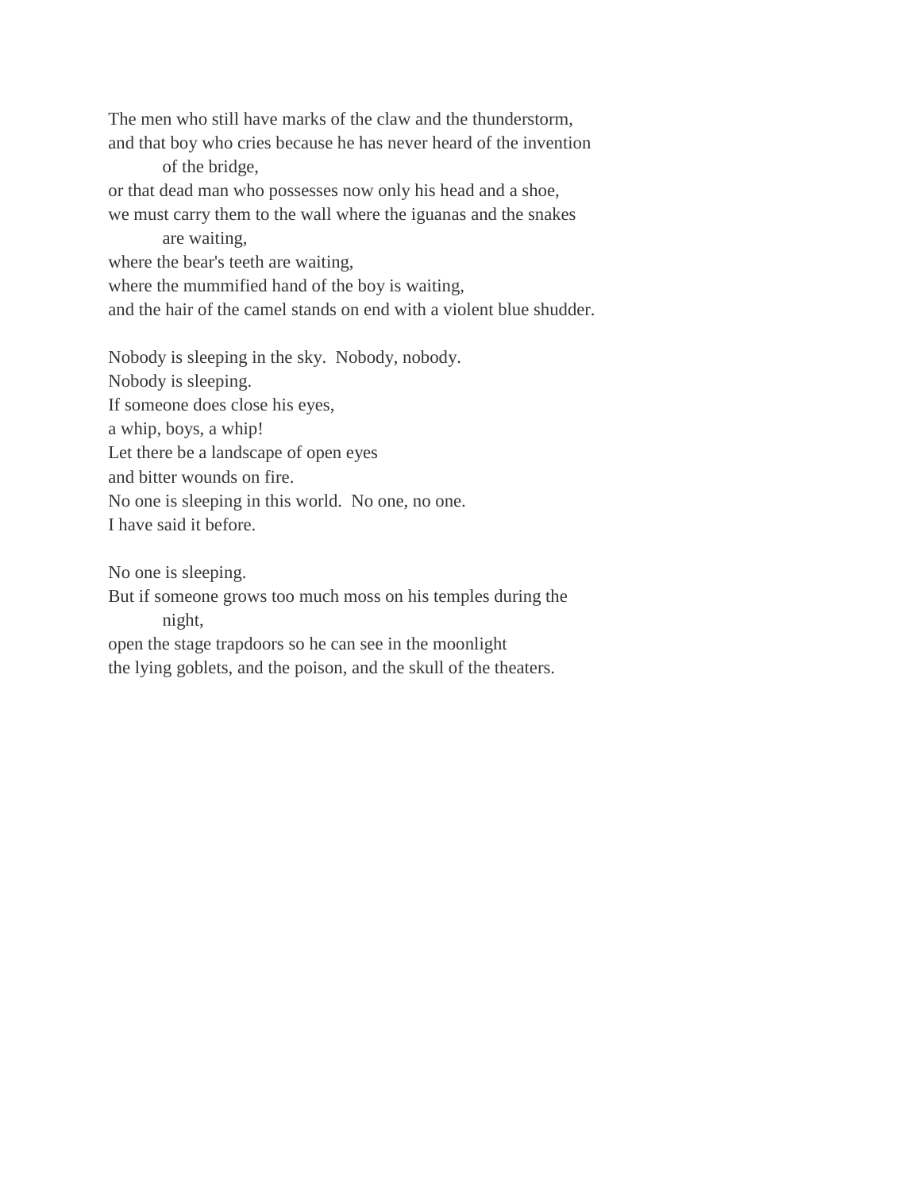The men who still have marks of the claw and the thunderstorm,
and that boy who cries because he has never heard of the invention
    of the bridge,
or that dead man who possesses now only his head and a shoe,
we must carry them to the wall where the iguanas and the snakes
    are waiting,
where the bear's teeth are waiting,
where the mummified hand of the boy is waiting,
and the hair of the camel stands on end with a violent blue shudder.

Nobody is sleeping in the sky. Nobody, nobody.
Nobody is sleeping.
If someone does close his eyes,
a whip, boys, a whip!
Let there be a landscape of open eyes
and bitter wounds on fire.
No one is sleeping in this world. No one, no one.
I have said it before.

No one is sleeping.
But if someone grows too much moss on his temples during the
    night,
open the stage trapdoors so he can see in the moonlight
the lying goblets, and the poison, and the skull of the theaters.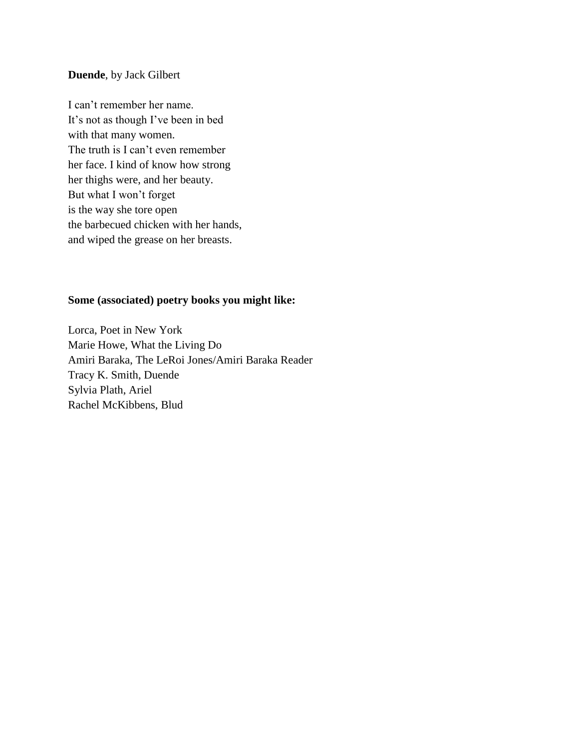**Duende**, by Jack Gilbert

I can't remember her name.
It's not as though I've been in bed
with that many women.
The truth is I can't even remember
her face. I kind of know how strong
her thighs were, and her beauty.
But what I won't forget
is the way she tore open
the barbecued chicken with her hands,
and wiped the grease on her breasts.

**Some (associated) poetry books you might like:**

Lorca, Poet in New York
Marie Howe, What the Living Do
Amiri Baraka, The LeRoi Jones/Amiri Baraka Reader
Tracy K. Smith, Duende
Sylvia Plath, Ariel
Rachel McKibbens, Blud